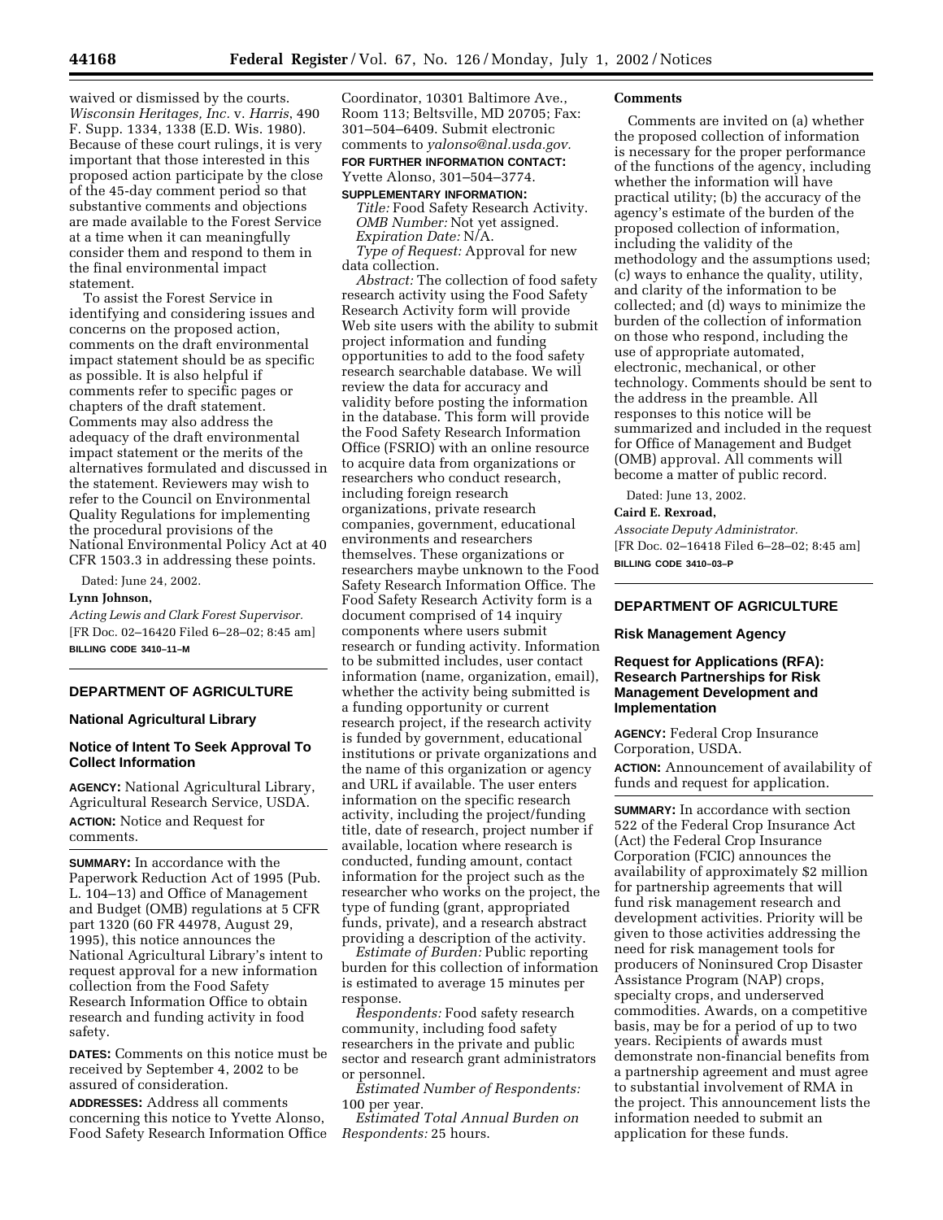waived or dismissed by the courts. *Wisconsin Heritages, Inc.* v. *Harris,* 490 F. Supp. 1334, 1338 (E.D. Wis. 1980). Because of these court rulings, it is very important that those interested in this proposed action participate by the close of the 45-day comment period so that substantive comments and objections are made available to the Forest Service at a time when it can meaningfully consider them and respond to them in the final environmental impact statement.

To assist the Forest Service in identifying and considering issues and concerns on the proposed action, comments on the draft environmental impact statement should be as specific as possible. It is also helpful if comments refer to specific pages or chapters of the draft statement. Comments may also address the adequacy of the draft environmental impact statement or the merits of the alternatives formulated and discussed in the statement. Reviewers may wish to refer to the Council on Environmental Quality Regulations for implementing the procedural provisions of the National Environmental Policy Act at 40 CFR 1503.3 in addressing these points.

Dated: June 24, 2002.

**Lynn Johnson,**

*Acting Lewis and Clark Forest Supervisor.*

[FR Doc. 02–16420 Filed 6–28–02; 8:45 am]

**BILLING CODE 3410–11–M**

## DEPARTMENT OF AGRICULTURE

### National Agricultural Library

### Notice of Intent To Seek Approval To Collect Information

**AGENCY:** National Agricultural Library, Agricultural Research Service, USDA.

**ACTION:** Notice and Request for comments.

**SUMMARY:** In accordance with the Paperwork Reduction Act of 1995 (Pub. L. 104–13) and Office of Management and Budget (OMB) regulations at 5 CFR part 1320 (60 FR 44978, August 29, 1995), this notice announces the National Agricultural Library's intent to request approval for a new information collection from the Food Safety Research Information Office to obtain research and funding activity in food safety.

**DATES:** Comments on this notice must be received by September 4, 2002 to be assured of consideration.

**ADDRESSES:** Address all comments concerning this notice to Yvette Alonso, Food Safety Research Information Office Coordinator, 10301 Baltimore Ave., Room 113; Beltsville, MD 20705; Fax: 301–504–6409. Submit electronic comments to *yalonso@nal.usda.gov.*

**FOR FURTHER INFORMATION CONTACT:** Yvette Alonso, 301–504–3774.

**SUPPLEMENTARY INFORMATION:**

*Title:* Food Safety Research Activity.

*OMB Number:* Not yet assigned.

*Expiration Date:* N/A.

*Type of Request:* Approval for new data collection.

*Abstract:* The collection of food safety research activity using the Food Safety Research Activity form will provide Web site users with the ability to submit project information and funding opportunities to add to the food safety research searchable database. We will review the data for accuracy and validity before posting the information in the database. This form will provide the Food Safety Research Information Office (FSRIO) with an online resource to acquire data from organizations or researchers who conduct research, including foreign research organizations, private research companies, government, educational environments and researchers themselves. These organizations or researchers maybe unknown to the Food Safety Research Information Office. The Food Safety Research Activity form is a document comprised of 14 inquiry components where users submit research or funding activity. Information to be submitted includes, user contact information (name, organization, email), whether the activity being submitted is a funding opportunity or current research project, if the research activity is funded by government, educational institutions or private organizations and the name of this organization or agency and URL if available. The user enters information on the specific research activity, including the project/funding title, date of research, project number if available, location where research is conducted, funding amount, contact information for the project such as the researcher who works on the project, the type of funding (grant, appropriated funds, private), and a research abstract providing a description of the activity.

*Estimate of Burden:* Public reporting burden for this collection of information is estimated to average 15 minutes per response.

*Respondents:* Food safety research community, including food safety researchers in the private and public sector and research grant administrators or personnel.

*Estimated Number of Respondents:* 100 per year.

*Estimated Total Annual Burden on Respondents:* 25 hours.

**Comments**

Comments are invited on (a) whether the proposed collection of information is necessary for the proper performance of the functions of the agency, including whether the information will have practical utility; (b) the accuracy of the agency's estimate of the burden of the proposed collection of information, including the validity of the methodology and the assumptions used; (c) ways to enhance the quality, utility, and clarity of the information to be collected; and (d) ways to minimize the burden of the collection of information on those who respond, including the use of appropriate automated, electronic, mechanical, or other technology. Comments should be sent to the address in the preamble. All responses to this notice will be summarized and included in the request for Office of Management and Budget (OMB) approval. All comments will become a matter of public record.

Dated: June 13, 2002.

**Caird E. Rexroad,**

*Associate Deputy Administrator.*

[FR Doc. 02–16418 Filed 6–28–02; 8:45 am]

**BILLING CODE 3410–03–P**

## DEPARTMENT OF AGRICULTURE

### Risk Management Agency

### Request for Applications (RFA): Research Partnerships for Risk Management Development and Implementation

**AGENCY:** Federal Crop Insurance Corporation, USDA.

**ACTION:** Announcement of availability of funds and request for application.

**SUMMARY:** In accordance with section 522 of the Federal Crop Insurance Act (Act) the Federal Crop Insurance Corporation (FCIC) announces the availability of approximately $2 million for partnership agreements that will fund risk management research and development activities. Priority will be given to those activities addressing the need for risk management tools for producers of Noninsured Crop Disaster Assistance Program (NAP) crops, specialty crops, and underserved commodities. Awards, on a competitive basis, may be for a period of up to two years. Recipients of awards must demonstrate non-financial benefits from a partnership agreement and must agree to substantial involvement of RMA in the project. This announcement lists the information needed to submit an application for these funds.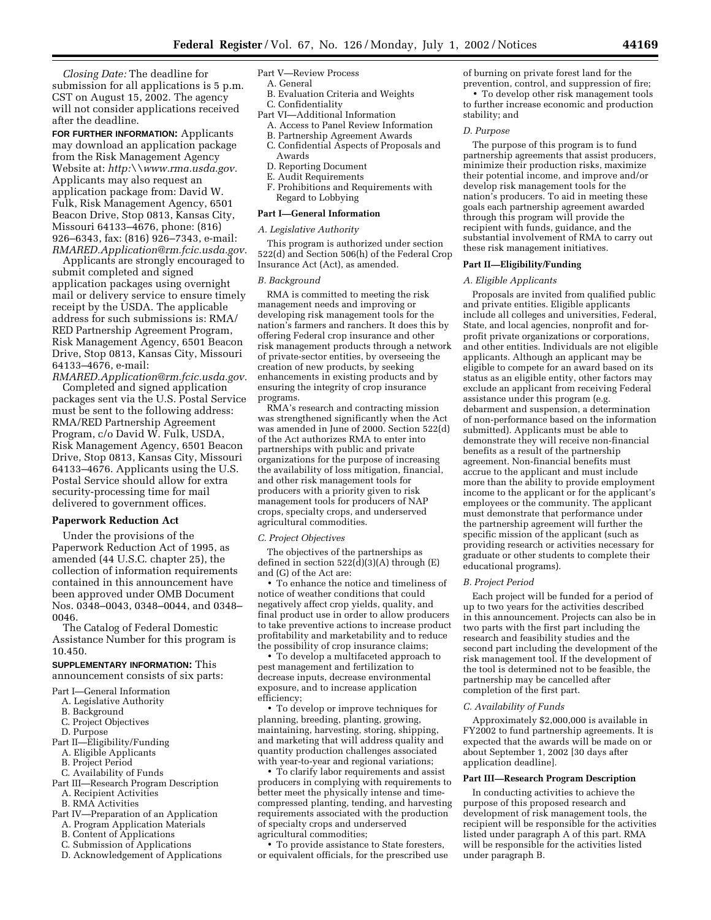*Closing Date:* The deadline for submission for all applications is 5 p.m. CST on August 15, 2002. The agency will not consider applications received after the deadline.

**FOR FURTHER INFORMATION:** Applicants may download an application package from the Risk Management Agency Website at: *http:\\www.rma.usda.gov.* Applicants may also request an application package from: David W. Fulk, Risk Management Agency, 6501 Beacon Drive, Stop 0813, Kansas City, Missouri 64133–4676, phone: (816) 926–6343, fax: (816) 926–7343, e-mail: *RMARED.Application@rm.fcic.usda.gov.*

Applicants are strongly encouraged to submit completed and signed application packages using overnight mail or delivery service to ensure timely receipt by the USDA. The applicable address for such submissions is: RMA/RED Partnership Agreement Program, Risk Management Agency, 6501 Beacon Drive, Stop 0813, Kansas City, Missouri 64133–4676, e-mail: *RMARED.Application@rm.fcic.usda.gov.*

Completed and signed application packages sent via the U.S. Postal Service must be sent to the following address: RMA/RED Partnership Agreement Program, c/o David W. Fulk, USDA, Risk Management Agency, 6501 Beacon Drive, Stop 0813, Kansas City, Missouri 64133–4676. Applicants using the U.S. Postal Service should allow for extra security-processing time for mail delivered to government offices.

## Paperwork Reduction Act

Under the provisions of the Paperwork Reduction Act of 1995, as amended (44 U.S.C. chapter 25), the collection of information requirements contained in this announcement have been approved under OMB Document Nos. 0348–0043, 0348–0044, and 0348–0046.

The Catalog of Federal Domestic Assistance Number for this program is 10.450.

**SUPPLEMENTARY INFORMATION:** This announcement consists of six parts:

Part I—General Information
- A. Legislative Authority
- B. Background
- C. Project Objectives
- D. Purpose

Part II—Eligibility/Funding
- A. Eligible Applicants
- B. Project Period
- C. Availability of Funds

Part III—Research Program Description
- A. Recipient Activities
- B. RMA Activities

Part IV—Preparation of an Application
- A. Program Application Materials
- B. Content of Applications
- C. Submission of Applications
- D. Acknowledgement of Applications

Part V—Review Process
- A. General
- B. Evaluation Criteria and Weights
- C. Confidentiality

Part VI—Additional Information
- A. Access to Panel Review Information
- B. Partnership Agreement Awards
- C. Confidential Aspects of Proposals and Awards
- D. Reporting Document
- E. Audit Requirements
- F. Prohibitions and Requirements with Regard to Lobbying

## Part I—General Information

### *A. Legislative Authority*

This program is authorized under section 522(d) and Section 506(h) of the Federal Crop Insurance Act (Act), as amended.

### *B. Background*

RMA is committed to meeting the risk management needs and improving or developing risk management tools for the nation's farmers and ranchers. It does this by offering Federal crop insurance and other risk management products through a network of private-sector entities, by overseeing the creation of new products, by seeking enhancements in existing products and by ensuring the integrity of crop insurance programs.

RMA's research and contracting mission was strengthened significantly when the Act was amended in June of 2000. Section 522(d) of the Act authorizes RMA to enter into partnerships with public and private organizations for the purpose of increasing the availability of loss mitigation, financial, and other risk management tools for producers with a priority given to risk management tools for producers of NAP crops, specialty crops, and underserved agricultural commodities.

### *C. Project Objectives*

The objectives of the partnerships as defined in section 522(d)(3)(A) through (E) and (G) of the Act are:

- To enhance the notice and timeliness of notice of weather conditions that could negatively affect crop yields, quality, and final product use in order to allow producers to take preventive actions to increase product profitability and marketability and to reduce the possibility of crop insurance claims;
- To develop a multifaceted approach to pest management and fertilization to decrease inputs, decrease environmental exposure, and to increase application efficiency;
- To develop or improve techniques for planning, breeding, planting, growing, maintaining, harvesting, storing, shipping, and marketing that will address quality and quantity production challenges associated with year-to-year and regional variations;
- To clarify labor requirements and assist producers in complying with requirements to better meet the physically intense and time-compressed planting, tending, and harvesting requirements associated with the production of specialty crops and underserved agricultural commodities;
- To provide assistance to State foresters, or equivalent officials, for the prescribed use of burning on private forest land for the prevention, control, and suppression of fire;
- To develop other risk management tools to further increase economic and production stability; and

### *D. Purpose*

The purpose of this program is to fund partnership agreements that assist producers, minimize their production risks, maximize their potential income, and improve and/or develop risk management tools for the nation's producers. To aid in meeting these goals each partnership agreement awarded through this program will provide the recipient with funds, guidance, and the substantial involvement of RMA to carry out these risk management initiatives.

## Part II—Eligibility/Funding

### *A. Eligible Applicants*

Proposals are invited from qualified public and private entities. Eligible applicants include all colleges and universities, Federal, State, and local agencies, nonprofit and for-profit private organizations or corporations, and other entities. Individuals are not eligible applicants. Although an applicant may be eligible to compete for an award based on its status as an eligible entity, other factors may exclude an applicant from receiving Federal assistance under this program (e.g. debarment and suspension, a determination of non-performance based on the information submitted). Applicants must be able to demonstrate they will receive non-financial benefits as a result of the partnership agreement. Non-financial benefits must accrue to the applicant and must include more than the ability to provide employment income to the applicant or for the applicant's employees or the community. The applicant must demonstrate that performance under the partnership agreement will further the specific mission of the applicant (such as providing research or activities necessary for graduate or other students to complete their educational programs).

### *B. Project Period*

Each project will be funded for a period of up to two years for the activities described in this announcement. Projects can also be in two parts with the first part including the research and feasibility studies and the second part including the development of the risk management tool. If the development of the tool is determined not to be feasible, the partnership may be cancelled after completion of the first part.

### *C. Availability of Funds*

Approximately $2,000,000 is available in FY2002 to fund partnership agreements. It is expected that the awards will be made on or about September 1, 2002 [30 days after application deadline].

## Part III—Research Program Description

In conducting activities to achieve the purpose of this proposed research and development of risk management tools, the recipient will be responsible for the activities listed under paragraph A of this part. RMA will be responsible for the activities listed under paragraph B.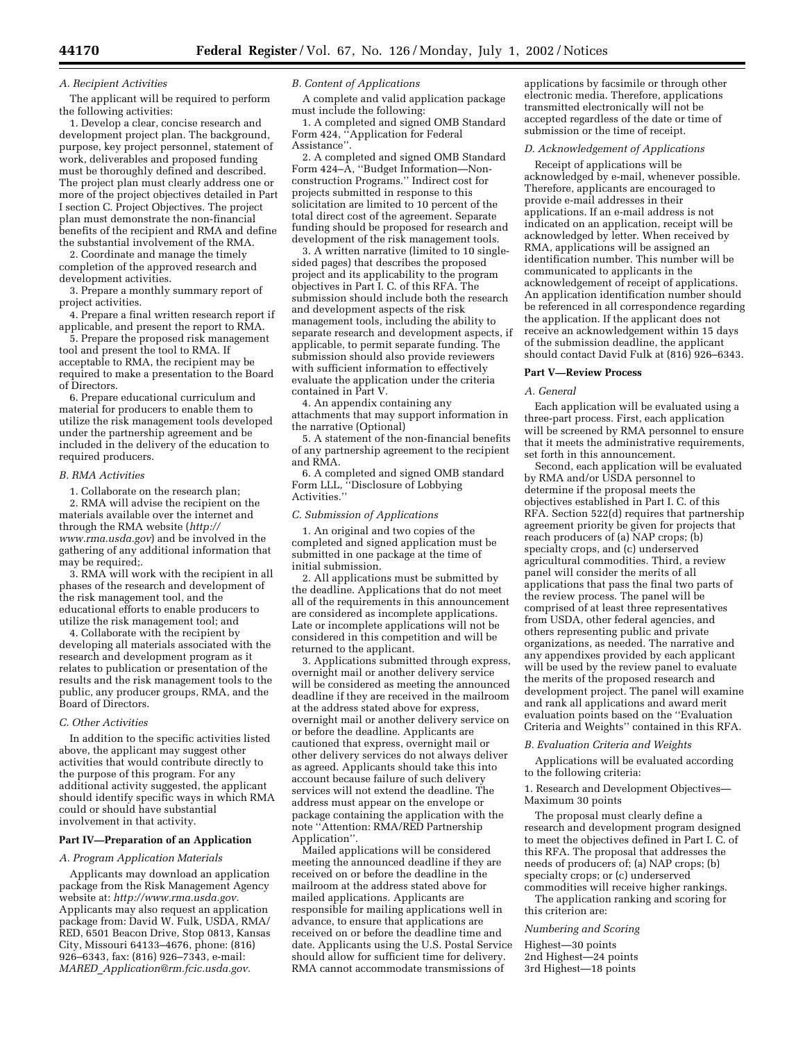### A. Recipient Activities

The applicant will be required to perform the following activities:

1. Develop a clear, concise research and development project plan. The background, purpose, key project personnel, statement of work, deliverables and proposed funding must be thoroughly defined and described. The project plan must clearly address one or more of the project objectives detailed in Part I section C. Project Objectives. The project plan must demonstrate the non-financial benefits of the recipient and RMA and define the substantial involvement of the RMA.
2. Coordinate and manage the timely completion of the approved research and development activities.
3. Prepare a monthly summary report of project activities.
4. Prepare a final written research report if applicable, and present the report to RMA.
5. Prepare the proposed risk management tool and present the tool to RMA. If acceptable to RMA, the recipient may be required to make a presentation to the Board of Directors.
6. Prepare educational curriculum and material for producers to enable them to utilize the risk management tools developed under the partnership agreement and be included in the delivery of the education to required producers.

### B. RMA Activities

1. Collaborate on the research plan;
2. RMA will advise the recipient on the materials available over the internet and through the RMA website (*http://www.rma.usda.gov*) and be involved in the gathering of any additional information that may be required;.
3. RMA will work with the recipient in all phases of the research and development of the risk management tool, and the educational efforts to enable producers to utilize the risk management tool; and
4. Collaborate with the recipient by developing all materials associated with the research and development program as it relates to publication or presentation of the results and the risk management tools to the public, any producer groups, RMA, and the Board of Directors.

### C. Other Activities

In addition to the specific activities listed above, the applicant may suggest other activities that would contribute directly to the purpose of this program. For any additional activity suggested, the applicant should identify specific ways in which RMA could or should have substantial involvement in that activity.

## Part IV—Preparation of an Application

### A. Program Application Materials

Applicants may download an application package from the Risk Management Agency website at: *http://www.rma.usda.gov.* Applicants may also request an application package from: David W. Fulk, USDA, RMA/RED, 6501 Beacon Drive, Stop 0813, Kansas City, Missouri 64133–4676, phone: (816) 926–6343, fax: (816) 926–7343, e-mail: *MARED_Application@rm.fcic.usda.gov.*

### B. Content of Applications

A complete and valid application package must include the following:

1. A completed and signed OMB Standard Form 424, "Application for Federal Assistance".
2. A completed and signed OMB Standard Form 424–A, "Budget Information—Non-construction Programs." Indirect cost for projects submitted in response to this solicitation are limited to 10 percent of the total direct cost of the agreement. Separate funding should be proposed for research and development of the risk management tools.
3. A written narrative (limited to 10 single-sided pages) that describes the proposed project and its applicability to the program objectives in Part I. C. of this RFA. The submission should include both the research and development aspects of the risk management tools, including the ability to separate research and development aspects, if applicable, to permit separate funding. The submission should also provide reviewers with sufficient information to effectively evaluate the application under the criteria contained in Part V.
4. An appendix containing any attachments that may support information in the narrative (Optional)
5. A statement of the non-financial benefits of any partnership agreement to the recipient and RMA.
6. A completed and signed OMB standard Form LLL, "Disclosure of Lobbying Activities."

### C. Submission of Applications

1. An original and two copies of the completed and signed application must be submitted in one package at the time of initial submission.
2. All applications must be submitted by the deadline. Applications that do not meet all of the requirements in this announcement are considered as incomplete applications. Late or incomplete applications will not be considered in this competition and will be returned to the applicant.
3. Applications submitted through express, overnight mail or another delivery service will be considered as meeting the announced deadline if they are received in the mailroom at the address stated above for express, overnight mail or another delivery service on or before the deadline. Applicants are cautioned that express, overnight mail or other delivery services do not always deliver as agreed. Applicants should take this into account because failure of such delivery services will not extend the deadline. The address must appear on the envelope or package containing the application with the note "Attention: RMA/RED Partnership Application".

Mailed applications will be considered meeting the announced deadline if they are received on or before the deadline in the mailroom at the address stated above for mailed applications. Applicants are responsible for mailing applications well in advance, to ensure that applications are received on or before the deadline time and date. Applicants using the U.S. Postal Service should allow for sufficient time for delivery. RMA cannot accommodate transmissions of applications by facsimile or through other electronic media. Therefore, applications transmitted electronically will not be accepted regardless of the date or time of submission or the time of receipt.

### D. Acknowledgement of Applications

Receipt of applications will be acknowledged by e-mail, whenever possible. Therefore, applicants are encouraged to provide e-mail addresses in their applications. If an e-mail address is not indicated on an application, receipt will be acknowledged by letter. When received by RMA, applications will be assigned an identification number. This number will be communicated to applicants in the acknowledgement of receipt of applications. An application identification number should be referenced in all correspondence regarding the application. If the applicant does not receive an acknowledgement within 15 days of the submission deadline, the applicant should contact David Fulk at (816) 926–6343.

## Part V—Review Process

### A. General

Each application will be evaluated using a three-part process. First, each application will be screened by RMA personnel to ensure that it meets the administrative requirements, set forth in this announcement.

Second, each application will be evaluated by RMA and/or USDA personnel to determine if the proposal meets the objectives established in Part I. C. of this RFA. Section 522(d) requires that partnership agreement priority be given for projects that reach producers of (a) NAP crops; (b) specialty crops, and (c) underserved agricultural commodities. Third, a review panel will consider the merits of all applications that pass the final two parts of the review process. The panel will be comprised of at least three representatives from USDA, other federal agencies, and others representing public and private organizations, as needed. The narrative and any appendixes provided by each applicant will be used by the review panel to evaluate the merits of the proposed research and development project. The panel will examine and rank all applications and award merit evaluation points based on the "Evaluation Criteria and Weights" contained in this RFA.

### B. Evaluation Criteria and Weights

Applications will be evaluated according to the following criteria:

1. Research and Development Objectives—Maximum 30 points

The proposal must clearly define a research and development program designed to meet the objectives defined in Part I. C. of this RFA. The proposal that addresses the needs of producers of; (a) NAP crops; (b) specialty crops; or (c) underserved commodities will receive higher rankings.

The application ranking and scoring for this criterion are:

*Numbering and Scoring*

Highest—30 points
2nd Highest—24 points
3rd Highest—18 points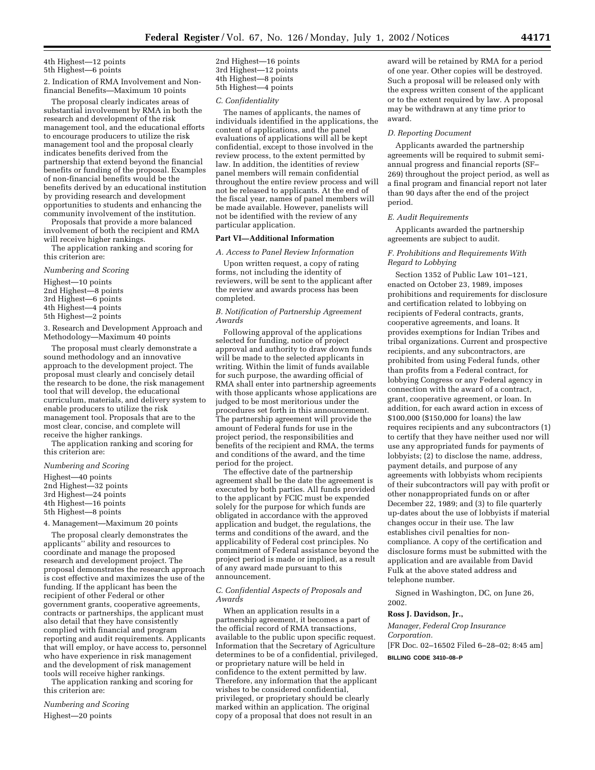4th Highest—12 points
5th Highest—6 points

2. Indication of RMA Involvement and Non-financial Benefits—Maximum 10 points

The proposal clearly indicates areas of substantial involvement by RMA in both the research and development of the risk management tool, and the educational efforts to encourage producers to utilize the risk management tool and the proposal clearly indicates benefits derived from the partnership that extend beyond the financial benefits or funding of the proposal. Examples of non-financial benefits would be the benefits derived by an educational institution by providing research and development opportunities to students and enhancing the community involvement of the institution.

Proposals that provide a more balanced involvement of both the recipient and RMA will receive higher rankings.

The application ranking and scoring for this criterion are:

*Numbering and Scoring*

Highest—10 points
2nd Highest—8 points
3rd Highest—6 points
4th Highest—4 points
5th Highest—2 points

3. Research and Development Approach and Methodology—Maximum 40 points

The proposal must clearly demonstrate a sound methodology and an innovative approach to the development project. The proposal must clearly and concisely detail the research to be done, the risk management tool that will develop, the educational curriculum, materials, and delivery system to enable producers to utilize the risk management tool. Proposals that are to the most clear, concise, and complete will receive the higher rankings.

The application ranking and scoring for this criterion are:

*Numbering and Scoring*

Highest—40 points
2nd Highest—32 points
3rd Highest—24 points
4th Highest—16 points
5th Highest—8 points

4. Management—Maximum 20 points

The proposal clearly demonstrates the applicants'' ability and resources to coordinate and manage the proposed research and development project. The proposal demonstrates the research approach is cost effective and maximizes the use of the funding. If the applicant has been the recipient of other Federal or other government grants, cooperative agreements, contracts or partnerships, the applicant must also detail that they have consistently complied with financial and program reporting and audit requirements. Applicants that will employ, or have access to, personnel who have experience in risk management and the development of risk management tools will receive higher rankings.

The application ranking and scoring for this criterion are:

*Numbering and Scoring*

Highest—20 points
2nd Highest—16 points
3rd Highest—12 points
4th Highest—8 points
5th Highest—4 points

*C. Confidentiality*

The names of applicants, the names of individuals identified in the applications, the content of applications, and the panel evaluations of applications will all be kept confidential, except to those involved in the review process, to the extent permitted by law. In addition, the identities of review panel members will remain confidential throughout the entire review process and will not be released to applicants. At the end of the fiscal year, names of panel members will be made available. However, panelists will not be identified with the review of any particular application.

**Part VI—Additional Information**

*A. Access to Panel Review Information*

Upon written request, a copy of rating forms, not including the identity of reviewers, will be sent to the applicant after the review and awards process has been completed.

*B. Notification of Partnership Agreement Awards*

Following approval of the applications selected for funding, notice of project approval and authority to draw down funds will be made to the selected applicants in writing. Within the limit of funds available for such purpose, the awarding official of RMA shall enter into partnership agreements with those applicants whose applications are judged to be most meritorious under the procedures set forth in this announcement. The partnership agreement will provide the amount of Federal funds for use in the project period, the responsibilities and benefits of the recipient and RMA, the terms and conditions of the award, and the time period for the project.

The effective date of the partnership agreement shall be the date the agreement is executed by both parties. All funds provided to the applicant by FCIC must be expended solely for the purpose for which funds are obligated in accordance with the approved application and budget, the regulations, the terms and conditions of the award, and the applicability of Federal cost principles. No commitment of Federal assistance beyond the project period is made or implied, as a result of any award made pursuant to this announcement.

*C. Confidential Aspects of Proposals and Awards*

When an application results in a partnership agreement, it becomes a part of the official record of RMA transactions, available to the public upon specific request. Information that the Secretary of Agriculture determines to be of a confidential, privileged, or proprietary nature will be held in confidence to the extent permitted by law. Therefore, any information that the applicant wishes to be considered confidential, privileged, or proprietary should be clearly marked within an application. The original copy of a proposal that does not result in an award will be retained by RMA for a period of one year. Other copies will be destroyed. Such a proposal will be released only with the express written consent of the applicant or to the extent required by law. A proposal may be withdrawn at any time prior to award.

*D. Reporting Document*

Applicants awarded the partnership agreements will be required to submit semi-annual progress and financial reports (SF–269) throughout the project period, as well as a final program and financial report not later than 90 days after the end of the project period.

*E. Audit Requirements*

Applicants awarded the partnership agreements are subject to audit.

*F. Prohibitions and Requirements With Regard to Lobbying*

Section 1352 of Public Law 101–121, enacted on October 23, 1989, imposes prohibitions and requirements for disclosure and certification related to lobbying on recipients of Federal contracts, grants, cooperative agreements, and loans. It provides exemptions for Indian Tribes and tribal organizations. Current and prospective recipients, and any subcontractors, are prohibited from using Federal funds, other than profits from a Federal contract, for lobbying Congress or any Federal agency in connection with the award of a contract, grant, cooperative agreement, or loan. In addition, for each award action in excess of $100,000 ($150,000 for loans) the law requires recipients and any subcontractors (1) to certify that they have neither used nor will use any appropriated funds for payments of lobbyists; (2) to disclose the name, address, payment details, and purpose of any agreements with lobbyists whom recipients of their subcontractors will pay with profit or other nonappropriated funds on or after December 22, 1989; and (3) to file quarterly up-dates about the use of lobbyists if material changes occur in their use. The law establishes civil penalties for non-compliance. A copy of the certification and disclosure forms must be submitted with the application and are available from David Fulk at the above stated address and telephone number.

Signed in Washington, DC, on June 26, 2002.

**Ross J. Davidson, Jr.,**

*Manager, Federal Crop Insurance Corporation.*

[FR Doc. 02–16502 Filed 6–28–02; 8:45 am]

**BILLING CODE 3410–08–P**